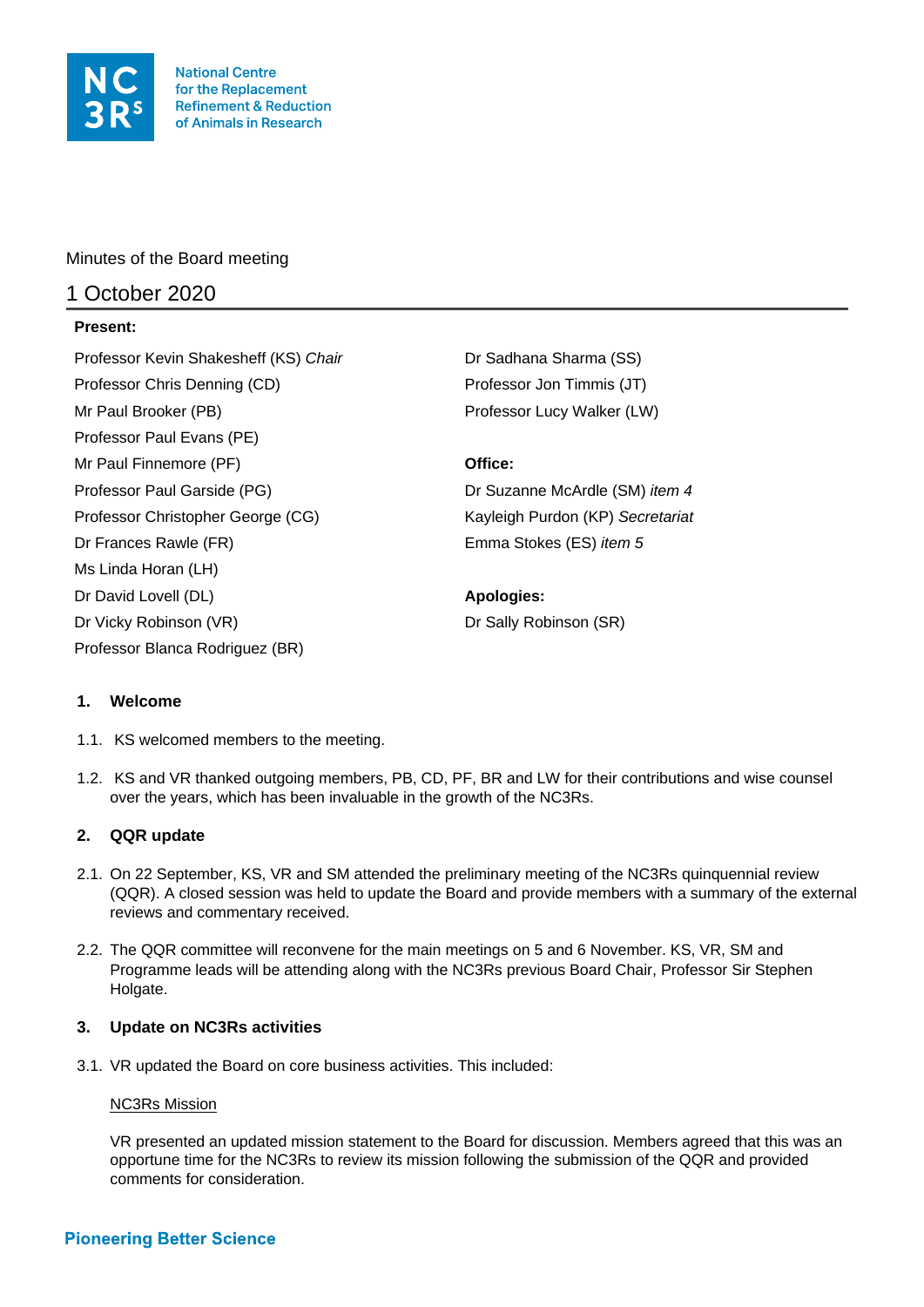National Centre for the Replacement Refinement & Reduction of Animals in Research

Minutes of the Board meeting

# 1 October 2020

**Present:**

Professor Kevin Shakesheff (KS) *Chair*
Professor Chris Denning (CD)
Mr Paul Brooker (PB)
Professor Paul Evans (PE)
Mr Paul Finnemore (PF)
Professor Paul Garside (PG)
Professor Christopher George (CG)
Dr Frances Rawle (FR)
Ms Linda Horan (LH)
Dr David Lovell (DL)
Dr Vicky Robinson (VR)
Professor Blanca Rodriguez (BR)
Dr Sadhana Sharma (SS)
Professor Jon Timmis (JT)
Professor Lucy Walker (LW)

**Office:**

Dr Suzanne McArdle (SM) *item 4*
Kayleigh Purdon (KP) *Secretariat*
Emma Stokes (ES) *item 5*

**Apologies:**

Dr Sally Robinson (SR)

## 1. Welcome

1.1. KS welcomed members to the meeting.

1.2. KS and VR thanked outgoing members, PB, CD, PF, BR and LW for their contributions and wise counsel over the years, which has been invaluable in the growth of the NC3Rs.

## 2. QQR update

2.1. On 22 September, KS, VR and SM attended the preliminary meeting of the NC3Rs quinquennial review (QQR). A closed session was held to update the Board and provide members with a summary of the external reviews and commentary received.

2.2. The QQR committee will reconvene for the main meetings on 5 and 6 November. KS, VR, SM and Programme leads will be attending along with the NC3Rs previous Board Chair, Professor Sir Stephen Holgate.

## 3. Update on NC3Rs activities

3.1. VR updated the Board on core business activities. This included:

<u>NC3Rs Mission</u>

VR presented an updated mission statement to the Board for discussion. Members agreed that this was an opportune time for the NC3Rs to review its mission following the submission of the QQR and provided comments for consideration.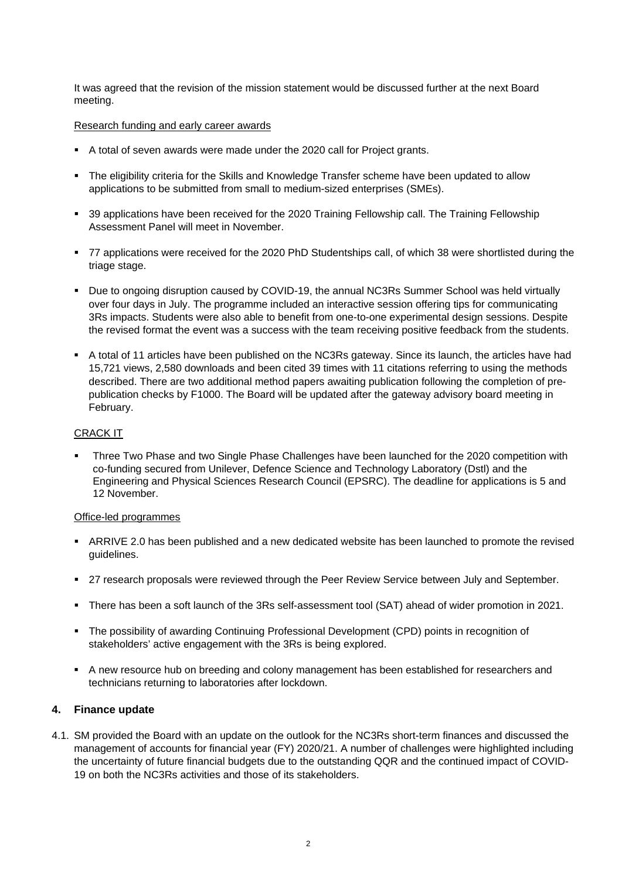It was agreed that the revision of the mission statement would be discussed further at the next Board meeting.

Research funding and early career awards

- A total of seven awards were made under the 2020 call for Project grants.
- The eligibility criteria for the Skills and Knowledge Transfer scheme have been updated to allow applications to be submitted from small to medium-sized enterprises (SMEs).
- 39 applications have been received for the 2020 Training Fellowship call. The Training Fellowship Assessment Panel will meet in November.
- 77 applications were received for the 2020 PhD Studentships call, of which 38 were shortlisted during the triage stage.
- Due to ongoing disruption caused by COVID-19, the annual NC3Rs Summer School was held virtually over four days in July. The programme included an interactive session offering tips for communicating 3Rs impacts. Students were also able to benefit from one-to-one experimental design sessions. Despite the revised format the event was a success with the team receiving positive feedback from the students.
- A total of 11 articles have been published on the NC3Rs gateway. Since its launch, the articles have had 15,721 views, 2,580 downloads and been cited 39 times with 11 citations referring to using the methods described. There are two additional method papers awaiting publication following the completion of pre-publication checks by F1000. The Board will be updated after the gateway advisory board meeting in February.

CRACK IT

- Three Two Phase and two Single Phase Challenges have been launched for the 2020 competition with co-funding secured from Unilever, Defence Science and Technology Laboratory (Dstl) and the Engineering and Physical Sciences Research Council (EPSRC). The deadline for applications is 5 and 12 November.

Office-led programmes

- ARRIVE 2.0 has been published and a new dedicated website has been launched to promote the revised guidelines.
- 27 research proposals were reviewed through the Peer Review Service between July and September.
- There has been a soft launch of the 3Rs self-assessment tool (SAT) ahead of wider promotion in 2021.
- The possibility of awarding Continuing Professional Development (CPD) points in recognition of stakeholders' active engagement with the 3Rs is being explored.
- A new resource hub on breeding and colony management has been established for researchers and technicians returning to laboratories after lockdown.

## 4. Finance update

4.1. SM provided the Board with an update on the outlook for the NC3Rs short-term finances and discussed the management of accounts for financial year (FY) 2020/21. A number of challenges were highlighted including the uncertainty of future financial budgets due to the outstanding QQR and the continued impact of COVID-19 on both the NC3Rs activities and those of its stakeholders.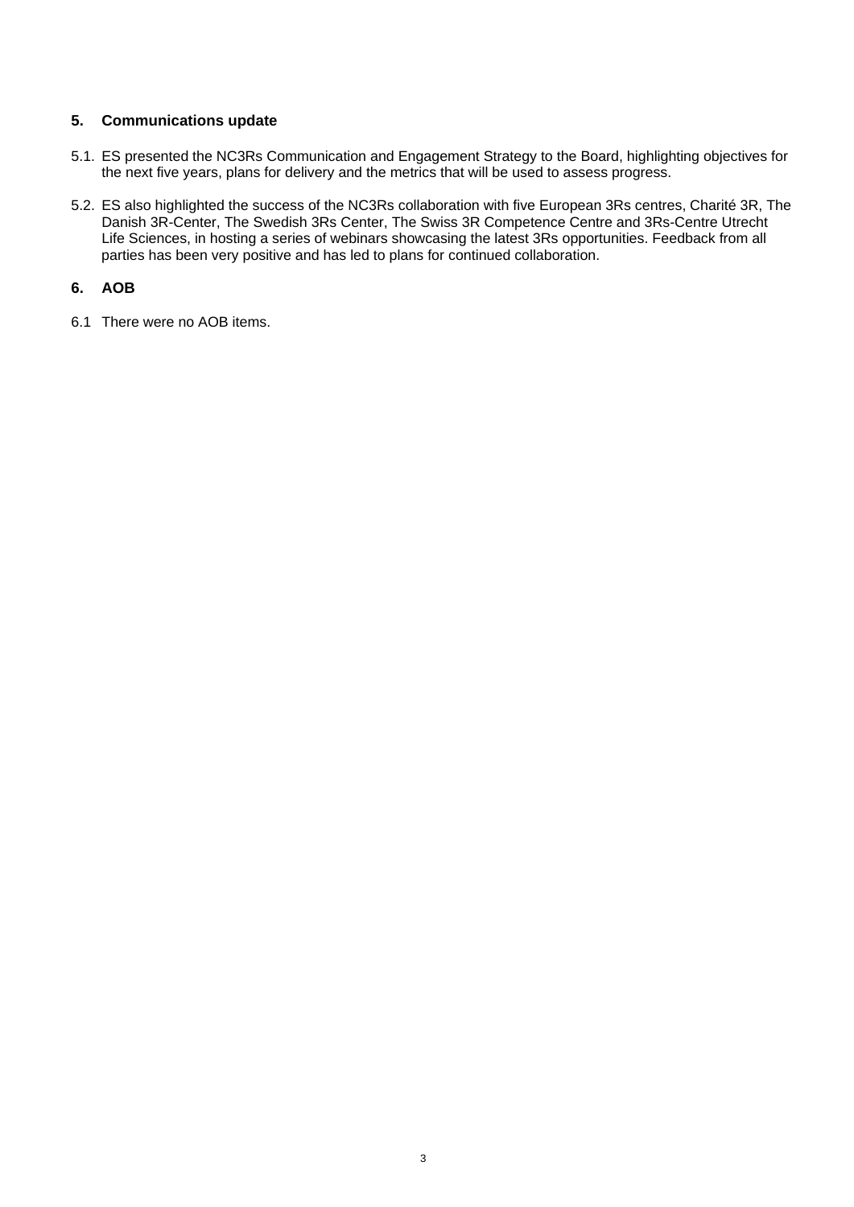## 5. Communications update

5.1. ES presented the NC3Rs Communication and Engagement Strategy to the Board, highlighting objectives for the next five years, plans for delivery and the metrics that will be used to assess progress.

5.2. ES also highlighted the success of the NC3Rs collaboration with five European 3Rs centres, Charité 3R, The Danish 3R-Center, The Swedish 3Rs Center, The Swiss 3R Competence Centre and 3Rs-Centre Utrecht Life Sciences, in hosting a series of webinars showcasing the latest 3Rs opportunities. Feedback from all parties has been very positive and has led to plans for continued collaboration.

## 6. AOB

6.1 There were no AOB items.